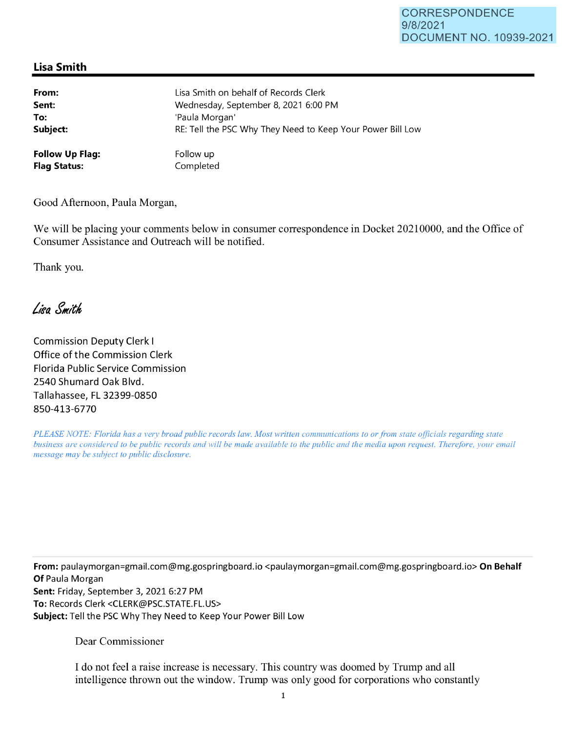CORRESPONDENCE
9/8/2021
DOCUMENT NO. 10939-2021

## Lisa Smith

**From:** Lisa Smith on behalf of Records Clerk
**Sent:** Wednesday, September 8, 2021 6:00 PM
**To:** 'Paula Morgan'
**Subject:** RE: Tell the PSC Why They Need to Keep Your Power Bill Low

**Follow Up Flag:** Follow up
**Flag Status:** Completed

Good Afternoon, Paula Morgan,

We will be placing your comments below in consumer correspondence in Docket 20210000, and the Office of Consumer Assistance and Outreach will be notified.

Thank you.

*Lisa Smith*

Commission Deputy Clerk I
Office of the Commission Clerk
Florida Public Service Commission
2540 Shumard Oak Blvd.
Tallahassee, FL 32399-0850
850-413-6770

*PLEASE NOTE: Florida has a very broad public records law. Most written communications to or from state officials regarding state business are considered to be public records and will be made available to the public and the media upon request. Therefore, your email message may be subject to public disclosure.*

---

**From:** paulaymorgan=gmail.com@mg.gospringboard.io <paulaymorgan=gmail.com@mg.gospringboard.io> **On Behalf Of** Paula Morgan
**Sent:** Friday, September 3, 2021 6:27 PM
**To:** Records Clerk <CLERK@PSC.STATE.FL.US>
**Subject:** Tell the PSC Why They Need to Keep Your Power Bill Low

Dear Commissioner

I do not feel a raise increase is necessary. This country was doomed by Trump and all intelligence thrown out the window. Trump was only good for corporations who constantly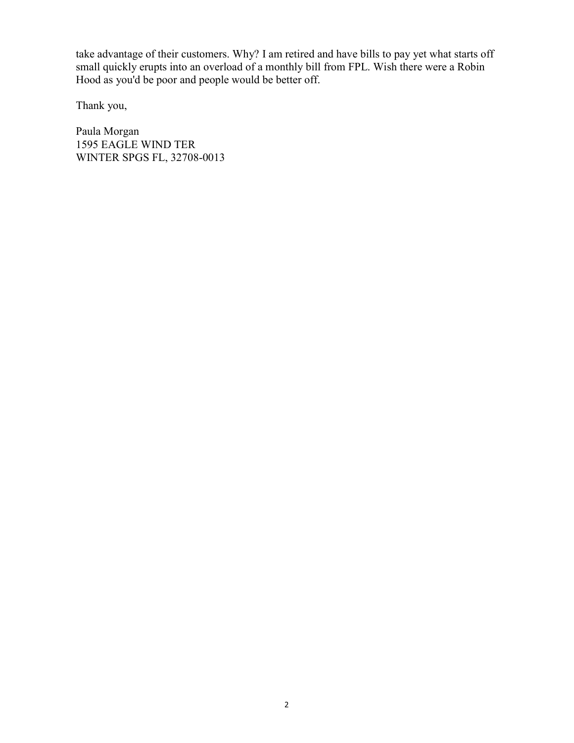take advantage of their customers. Why? I am retired and have bills to pay yet what starts off small quickly erupts into an overload of a monthly bill from FPL. Wish there were a Robin Hood as you'd be poor and people would be better off.

Thank you,

Paula Morgan  
1595 EAGLE WIND TER  
WINTER SPGS FL, 32708-0013